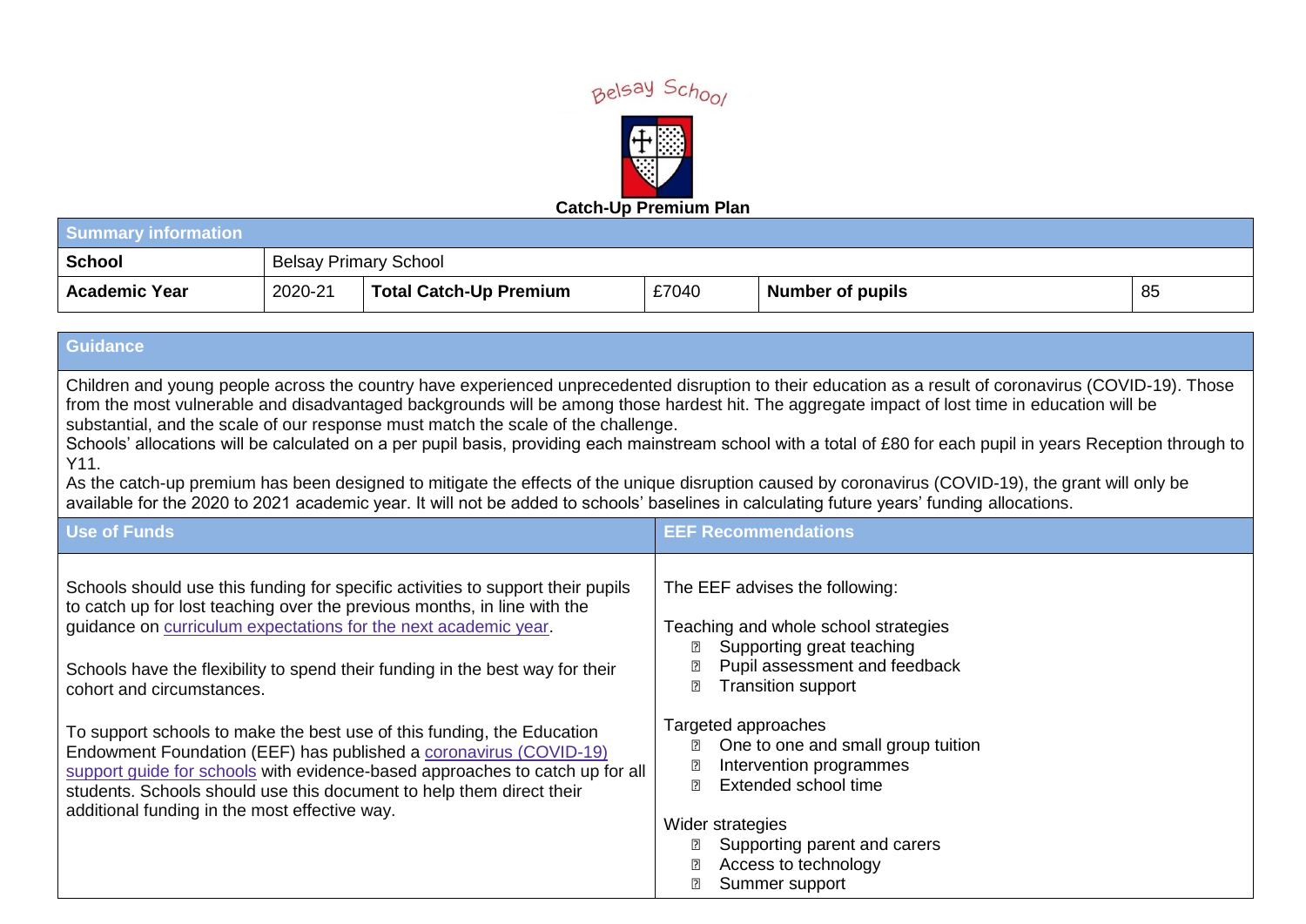Belsay School

# Catch-Up Premium Plan

| Summary information | | | | | |
|---|---|---|---|---|---|
| **School** | Belsay Primary School | | | | |
| **Academic Year** | 2020-21 | **Total Catch-Up Premium** | £7040 | **Number of pupils** | 85 |

## Guidance

Children and young people across the country have experienced unprecedented disruption to their education as a result of coronavirus (COVID-19). Those from the most vulnerable and disadvantaged backgrounds will be among those hardest hit. The aggregate impact of lost time in education will be substantial, and the scale of our response must match the scale of the challenge.

Schools' allocations will be calculated on a per pupil basis, providing each mainstream school with a total of £80 for each pupil in years Reception through to Y11.

As the catch-up premium has been designed to mitigate the effects of the unique disruption caused by coronavirus (COVID-19), the grant will only be available for the 2020 to 2021 academic year. It will not be added to schools' baselines in calculating future years' funding allocations.

## Use of Funds

Schools should use this funding for specific activities to support their pupils to catch up for lost teaching over the previous months, in line with the guidance on curriculum expectations for the next academic year.

Schools have the flexibility to spend their funding in the best way for their cohort and circumstances.

To support schools to make the best use of this funding, the Education Endowment Foundation (EEF) has published a coronavirus (COVID-19) support guide for schools with evidence-based approaches to catch up for all students. Schools should use this document to help them direct their additional funding in the most effective way.

## EEF Recommendations

The EEF advises the following:

Teaching and whole school strategies

- Supporting great teaching
- Pupil assessment and feedback
- Transition support

Targeted approaches

- One to one and small group tuition
- Intervention programmes
- Extended school time

Wider strategies

- Supporting parent and carers
- Access to technology
- Summer support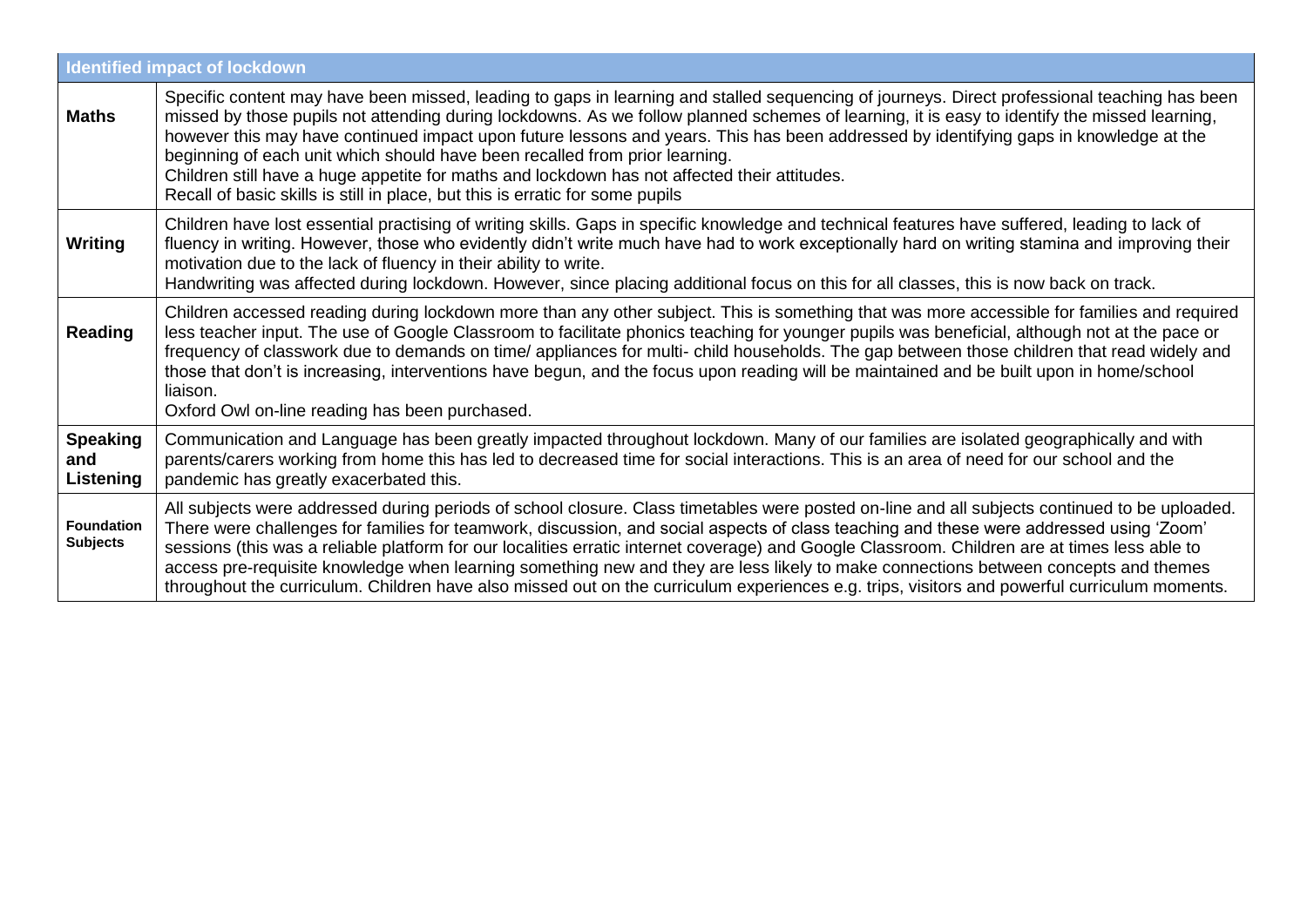| Identified impact of lockdown | |
|---|---|
| **Maths** | Specific content may have been missed, leading to gaps in learning and stalled sequencing of journeys. Direct professional teaching has been missed by those pupils not attending during lockdowns. As we follow planned schemes of learning, it is easy to identify the missed learning, however this may have continued impact upon future lessons and years. This has been addressed by identifying gaps in knowledge at the beginning of each unit which should have been recalled from prior learning.<br>Children still have a huge appetite for maths and lockdown has not affected their attitudes.<br>Recall of basic skills is still in place, but this is erratic for some pupils |
| **Writing** | Children have lost essential practising of writing skills. Gaps in specific knowledge and technical features have suffered, leading to lack of fluency in writing. However, those who evidently didn't write much have had to work exceptionally hard on writing stamina and improving their motivation due to the lack of fluency in their ability to write.<br>Handwriting was affected during lockdown. However, since placing additional focus on this for all classes, this is now back on track. |
| **Reading** | Children accessed reading during lockdown more than any other subject. This is something that was more accessible for families and required less teacher input. The use of Google Classroom to facilitate phonics teaching for younger pupils was beneficial, although not at the pace or frequency of classwork due to demands on time/ appliances for multi- child households. The gap between those children that read widely and those that don't is increasing, interventions have begun, and the focus upon reading will be maintained and be built upon in home/school liaison.<br>Oxford Owl on-line reading has been purchased. |
| **Speaking and Listening** | Communication and Language has been greatly impacted throughout lockdown. Many of our families are isolated geographically and with parents/carers working from home this has led to decreased time for social interactions. This is an area of need for our school and the pandemic has greatly exacerbated this. |
| **Foundation Subjects** | All subjects were addressed during periods of school closure. Class timetables were posted on-line and all subjects continued to be uploaded. There were challenges for families for teamwork, discussion, and social aspects of class teaching and these were addressed using 'Zoom' sessions (this was a reliable platform for our localities erratic internet coverage) and Google Classroom. Children are at times less able to access pre-requisite knowledge when learning something new and they are less likely to make connections between concepts and themes throughout the curriculum. Children have also missed out on the curriculum experiences e.g. trips, visitors and powerful curriculum moments. |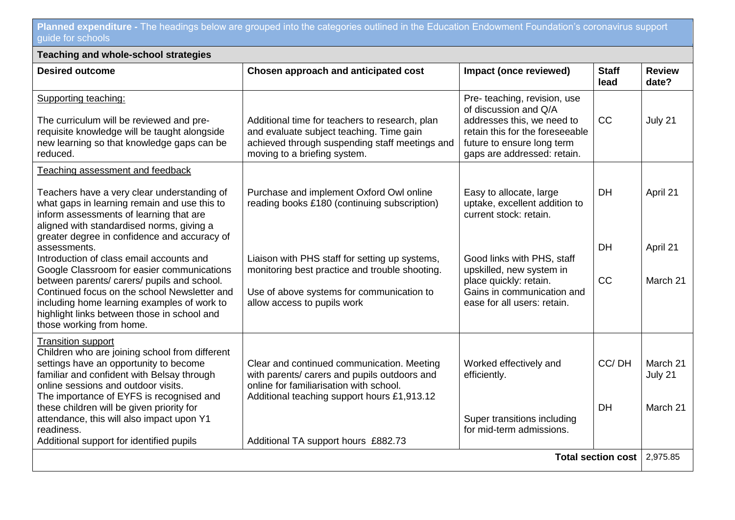**Planned expenditure -** The headings below are grouped into the categories outlined in the Education Endowment Foundation's coronavirus support guide for schools

**Teaching and whole-school strategies**

| Desired outcome | Chosen approach and anticipated cost | Impact (once reviewed) | Staff lead | Review date? |
|---|---|---|---|---|
| Supporting teaching:<br><br>The curriculum will be reviewed and pre-requisite knowledge will be taught alongside new learning so that knowledge gaps can be reduced. | Additional time for teachers to research, plan and evaluate subject teaching. Time gain achieved through suspending staff meetings and moving to a briefing system. | Pre- teaching, revision, use of discussion and Q/A addresses this, we need to retain this for the foreseeable future to ensure long term gaps are addressed: retain. | CC | July 21 |
| Teaching assessment and feedback<br><br>Teachers have a very clear understanding of what gaps in learning remain and use this to inform assessments of learning that are aligned with standardised norms, giving a greater degree in confidence and accuracy of assessments.<br>Introduction of class email accounts and Google Classroom for easier communications between parents/ carers/ pupils and school.<br>Continued focus on the school Newsletter and including home learning examples of work to highlight links between those in school and those working from home. | Purchase and implement Oxford Owl online reading books £180 (continuing subscription)<br><br>Liaison with PHS staff for setting up systems, monitoring best practice and trouble shooting.<br><br>Use of above systems for communication to allow access to pupils work | Easy to allocate, large uptake, excellent addition to current stock: retain.<br><br>Good links with PHS, staff upskilled, new system in place quickly: retain.<br>Gains in communication and ease for all users: retain. | DH<br><br>DH<br><br>CC | April 21<br><br>April 21<br><br>March 21 |
| Transition support<br>Children who are joining school from different settings have an opportunity to become familiar and confident with Belsay through online sessions and outdoor visits.<br>The importance of EYFS is recognised and these children will be given priority for attendance, this will also impact upon Y1 readiness.<br>Additional support for identified pupils | Clear and continued communication. Meeting with parents/ carers and pupils outdoors and online for familiarisation with school.<br>Additional teaching support hours £1,913.12<br><br>Additional TA support hours £882.73 | Worked effectively and efficiently.<br><br>Super transitions including for mid-term admissions. | CC/ DH<br><br>DH | March 21<br>July 21<br><br>March 21 |
| | | | **Total section cost** | 2,975.85 |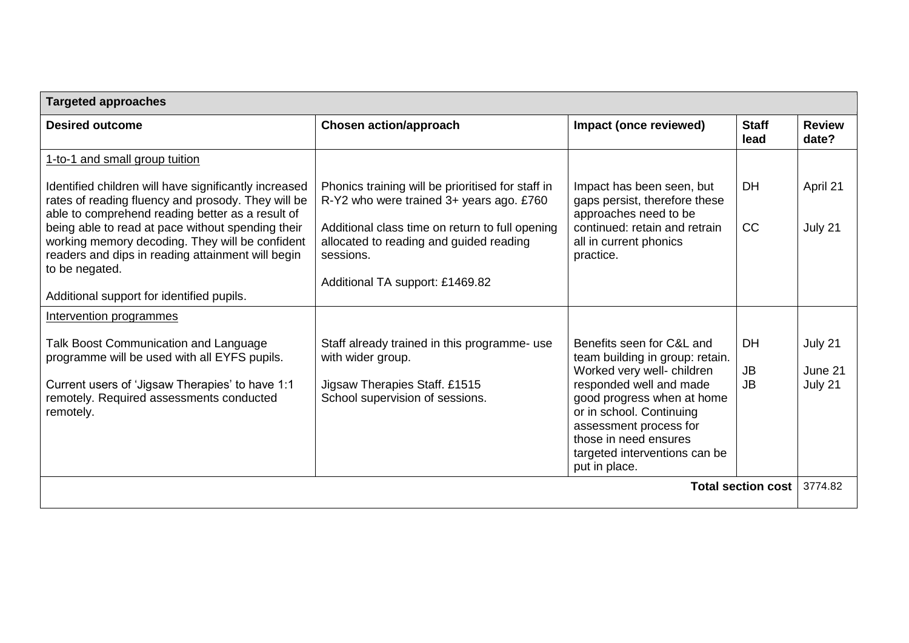| Targeted approaches | | | | |
|---|---|---|---|---|
| **Desired outcome** | **Chosen action/approach** | **Impact (once reviewed)** | **Staff lead** | **Review date?** |
| 1-to-1 and small group tuition<br><br>Identified children will have significantly increased rates of reading fluency and prosody. They will be able to comprehend reading better as a result of being able to read at pace without spending their working memory decoding. They will be confident readers and dips in reading attainment will begin to be negated.<br><br>Additional support for identified pupils. | Phonics training will be prioritised for staff in R-Y2 who were trained 3+ years ago. £760<br><br>Additional class time on return to full opening allocated to reading and guided reading sessions.<br><br>Additional TA support: £1469.82 | Impact has been seen, but gaps persist, therefore these approaches need to be continued: retain and retrain all in current phonics practice. | DH<br><br>CC | April 21<br><br>July 21 |
| Intervention programmes<br><br>Talk Boost Communication and Language programme will be used with all EYFS pupils.<br><br>Current users of 'Jigsaw Therapies' to have 1:1 remotely. Required assessments conducted remotely. | Staff already trained in this programme- use with wider group.<br><br>Jigsaw Therapies Staff. £1515<br>School supervision of sessions. | Benefits seen for C&L and team building in group: retain.<br>Worked very well- children responded well and made good progress when at home or in school. Continuing assessment process for those in need ensures targeted interventions can be put in place. | DH<br><br>JB<br>JB | July 21<br><br>June 21<br>July 21 |
| | | | **Total section cost** | 3774.82 |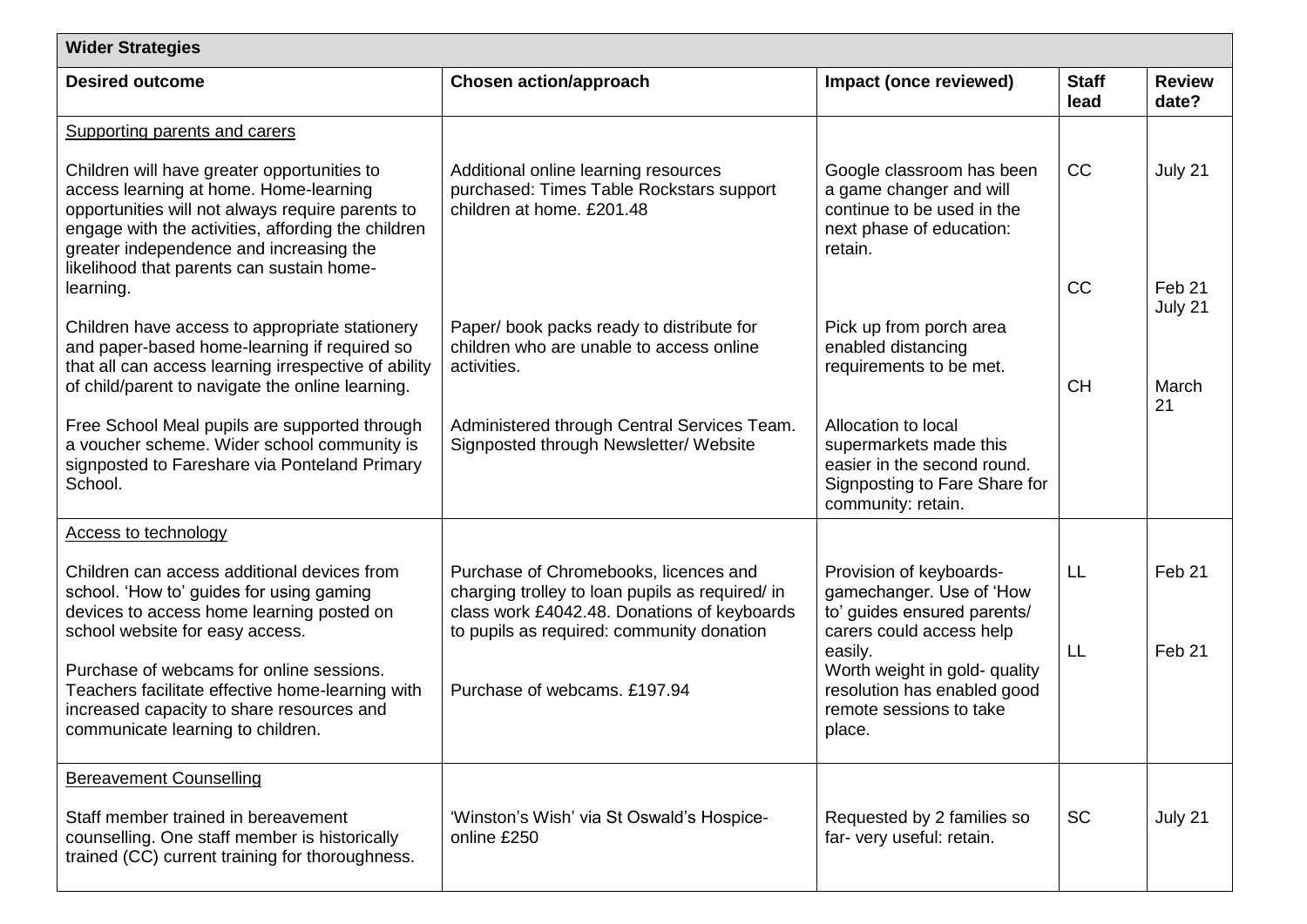| Wider Strategies | | | | |
|---|---|---|---|---|
| **Desired outcome** | **Chosen action/approach** | **Impact (once reviewed)** | **Staff lead** | **Review date?** |
| Supporting parents and carers | | | | |
| Children will have greater opportunities to access learning at home. Home-learning opportunities will not always require parents to engage with the activities, affording the children greater independence and increasing the likelihood that parents can sustain home-learning. | Additional online learning resources purchased: Times Table Rockstars support children at home. £201.48 | Google classroom has been a game changer and will continue to be used in the next phase of education: retain. | CC | July 21 |
| Children have access to appropriate stationery and paper-based home-learning if required so that all can access learning irrespective of ability of child/parent to navigate the online learning. | Paper/ book packs ready to distribute for children who are unable to access online activities. | Pick up from porch area enabled distancing requirements to be met. | CC | Feb 21 July 21 |
| Free School Meal pupils are supported through a voucher scheme. Wider school community is signposted to Fareshare via Ponteland Primary School. | Administered through Central Services Team. Signposted through Newsletter/ Website | Allocation to local supermarkets made this easier in the second round. Signposting to Fare Share for community: retain. | CH | March 21 |
| Access to technology | | | | |
| Children can access additional devices from school. 'How to' guides for using gaming devices to access home learning posted on school website for easy access. | Purchase of Chromebooks, licences and charging trolley to loan pupils as required/ in class work £4042.48. Donations of keyboards to pupils as required: community donation | Provision of keyboards- gamechanger. Use of 'How to' guides ensured parents/ carers could access help easily. | LL | Feb 21 |
| Purchase of webcams for online sessions. Teachers facilitate effective home-learning with increased capacity to share resources and communicate learning to children. | Purchase of webcams. £197.94 | Worth weight in gold- quality resolution has enabled good remote sessions to take place. | LL | Feb 21 |
| Bereavement Counselling | | | | |
| Staff member trained in bereavement counselling. One staff member is historically trained (CC) current training for thoroughness. | 'Winston's Wish' via St Oswald's Hospice- online £250 | Requested by 2 families so far- very useful: retain. | SC | July 21 |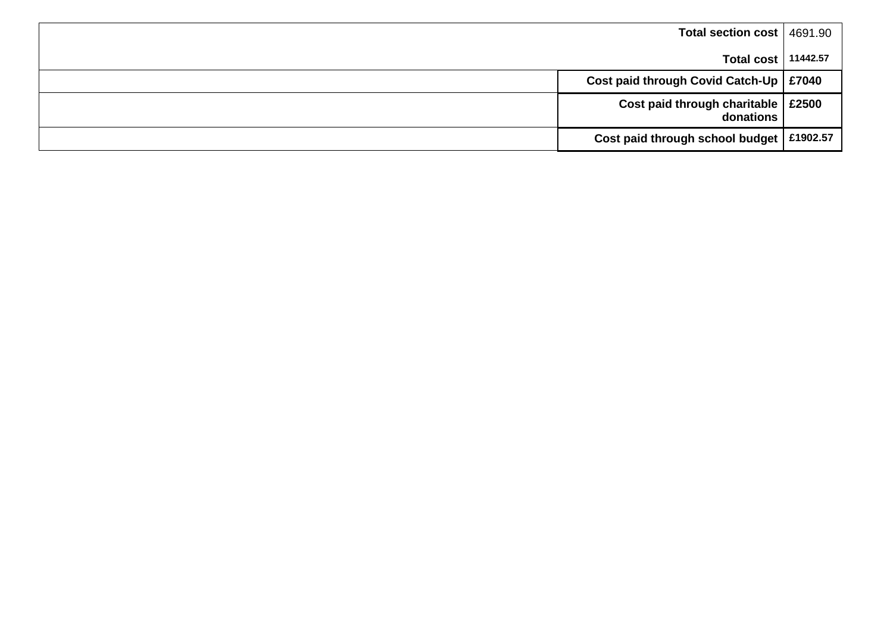| | | |
|---|---|---|
| | **Total section cost** | 4691.90 |
| | **Total cost** | **11442.57** |
| | **Cost paid through Covid Catch-Up** | **£7040** |
| | **Cost paid through charitable donations** | **£2500** |
| | **Cost paid through school budget** | **£1902.57** |